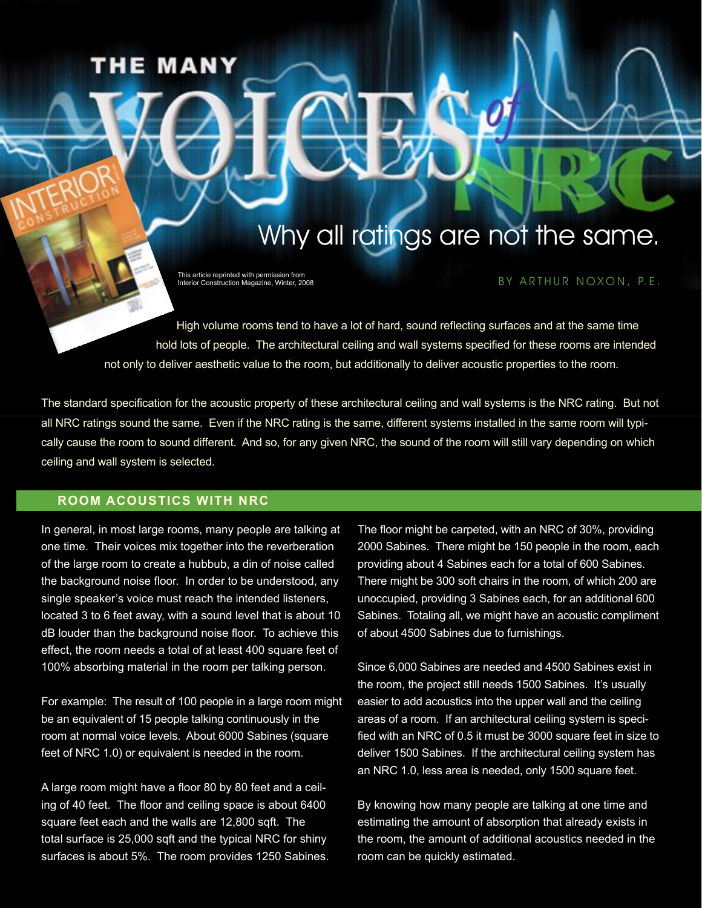# THE MANY VOICES of NRC

## Why all ratings are not the same.

This article reprinted with permission from Interior Construction Magazine, Winter, 2008

BY ARTHUR NOXON, P.E.

High volume rooms tend to have a lot of hard, sound reflecting surfaces and at the same time hold lots of people. The architectural ceiling and wall systems specified for these rooms are intended not only to deliver aesthetic value to the room, but additionally to deliver acoustic properties to the room.

The standard specification for the acoustic property of these architectural ceiling and wall systems is the NRC rating. But not all NRC ratings sound the same. Even if the NRC rating is the same, different systems installed in the same room will typically cause the room to sound different. And so, for any given NRC, the sound of the room will still vary depending on which ceiling and wall system is selected.

## ROOM ACOUSTICS WITH NRC

In general, in most large rooms, many people are talking at one time. Their voices mix together into the reverberation of the large room to create a hubbub, a din of noise called the background noise floor. In order to be understood, any single speaker's voice must reach the intended listeners, located 3 to 6 feet away, with a sound level that is about 10 dB louder than the background noise floor. To achieve this effect, the room needs a total of at least 400 square feet of 100% absorbing material in the room per talking person.

For example: The result of 100 people in a large room might be an equivalent of 15 people talking continuously in the room at normal voice levels. About 6000 Sabines (square feet of NRC 1.0) or equivalent is needed in the room.

A large room might have a floor 80 by 80 feet and a ceiling of 40 feet. The floor and ceiling space is about 6400 square feet each and the walls are 12,800 sqft. The total surface is 25,000 sqft and the typical NRC for shiny surfaces is about 5%. The room provides 1250 Sabines.

The floor might be carpeted, with an NRC of 30%, providing 2000 Sabines. There might be 150 people in the room, each providing about 4 Sabines each for a total of 600 Sabines. There might be 300 soft chairs in the room, of which 200 are unoccupied, providing 3 Sabines each, for an additional 600 Sabines. Totaling all, we might have an acoustic compliment of about 4500 Sabines due to furnishings.

Since 6,000 Sabines are needed and 4500 Sabines exist in the room, the project still needs 1500 Sabines. It's usually easier to add acoustics into the upper wall and the ceiling areas of a room. If an architectural ceiling system is specified with an NRC of 0.5 it must be 3000 square feet in size to deliver 1500 Sabines. If the architectural ceiling system has an NRC 1.0, less area is needed, only 1500 square feet.

By knowing how many people are talking at one time and estimating the amount of absorption that already exists in the room, the amount of additional acoustics needed in the room can be quickly estimated.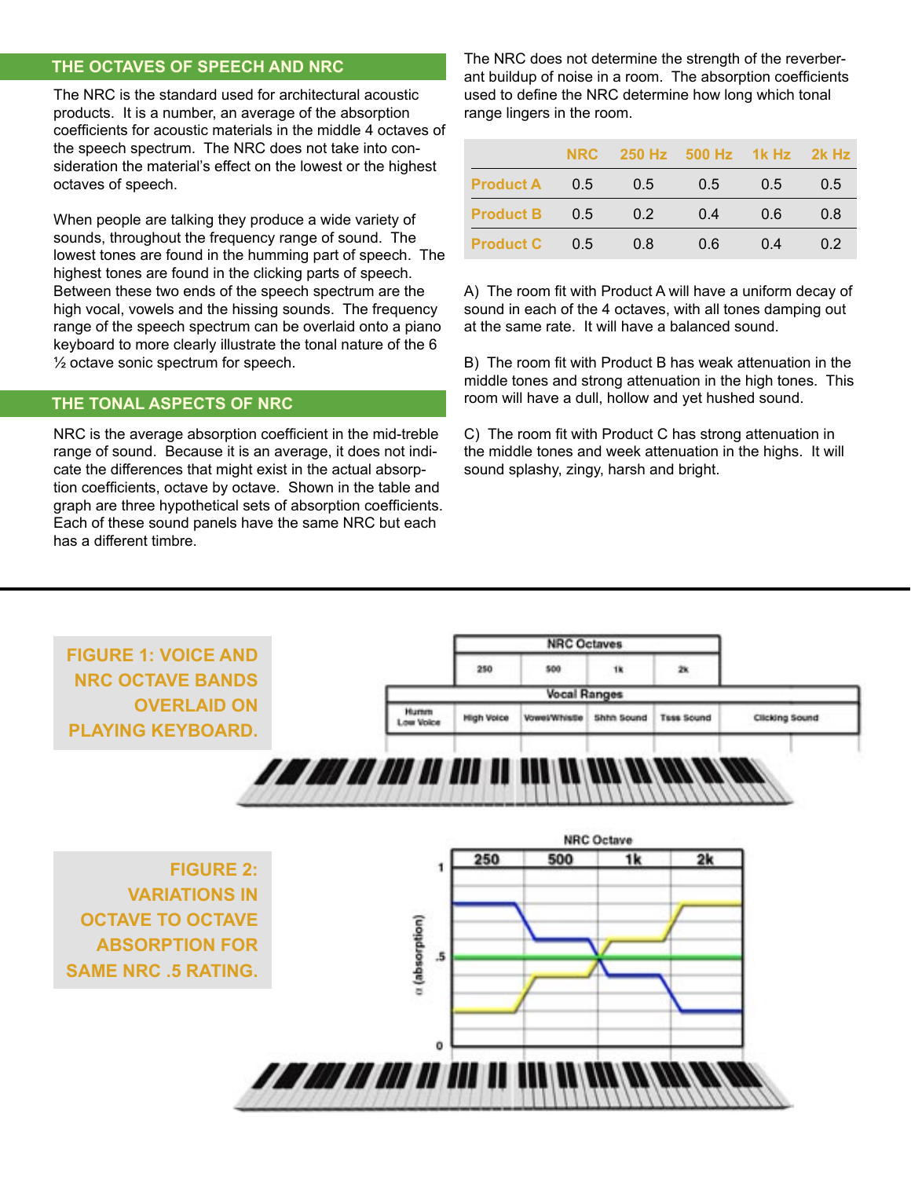## THE OCTAVES OF SPEECH AND NRC

The NRC is the standard used for architectural acoustic products. It is a number, an average of the absorption coefficients for acoustic materials in the middle 4 octaves of the speech spectrum. The NRC does not take into consideration the material's effect on the lowest or the highest octaves of speech.

When people are talking they produce a wide variety of sounds, throughout the frequency range of sound. The lowest tones are found in the humming part of speech. The highest tones are found in the clicking parts of speech. Between these two ends of the speech spectrum are the high vocal, vowels and the hissing sounds. The frequency range of the speech spectrum can be overlaid onto a piano keyboard to more clearly illustrate the tonal nature of the 6 ½ octave sonic spectrum for speech.

## THE TONAL ASPECTS OF NRC

NRC is the average absorption coefficient in the mid-treble range of sound. Because it is an average, it does not indicate the differences that might exist in the actual absorption coefficients, octave by octave. Shown in the table and graph are three hypothetical sets of absorption coefficients. Each of these sound panels have the same NRC but each has a different timbre.

The NRC does not determine the strength of the reverberant buildup of noise in a room. The absorption coefficients used to define the NRC determine how long which tonal range lingers in the room.

| | NRC | 250 Hz | 500 Hz | 1k Hz | 2k Hz |
|---|---|---|---|---|---|
| Product A | 0.5 | 0.5 | 0.5 | 0.5 | 0.5 |
| Product B | 0.5 | 0.2 | 0.4 | 0.6 | 0.8 |
| Product C | 0.5 | 0.8 | 0.6 | 0.4 | 0.2 |

A) The room fit with Product A will have a uniform decay of sound in each of the 4 octaves, with all tones damping out at the same rate. It will have a balanced sound.

B) The room fit with Product B has weak attenuation in the middle tones and strong attenuation in the high tones. This room will have a dull, hollow and yet hushed sound.

C) The room fit with Product C has strong attenuation in the middle tones and week attenuation in the highs. It will sound splashy, zingy, harsh and bright.

**FIGURE 1: VOICE AND NRC OCTAVE BANDS OVERLAID ON PLAYING KEYBOARD.**

**FIGURE 2: VARIATIONS IN OCTAVE TO OCTAVE ABSORPTION FOR SAME NRC .5 RATING.**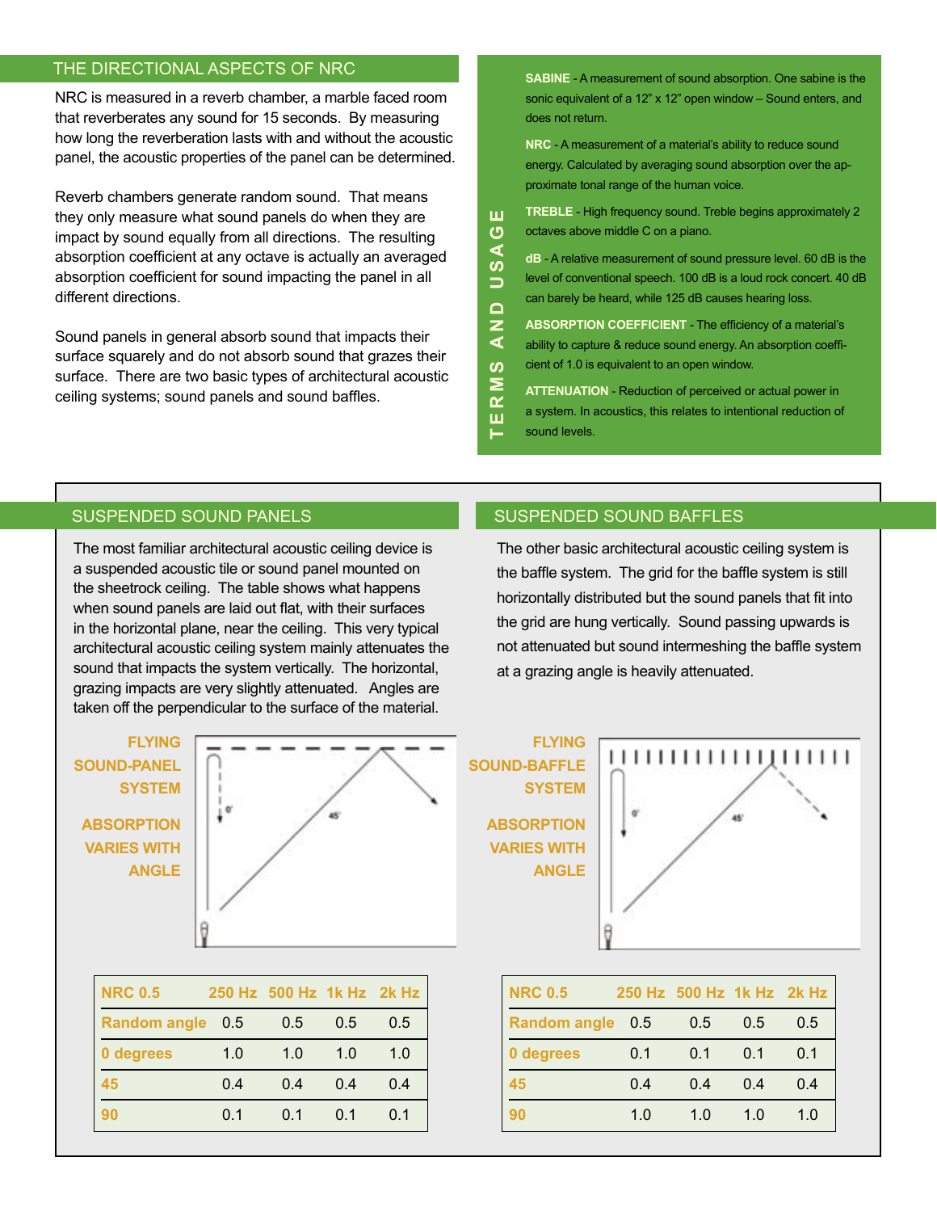## THE DIRECTIONAL ASPECTS OF NRC

NRC is measured in a reverb chamber, a marble faced room that reverberates any sound for 15 seconds. By measuring how long the reverberation lasts with and without the acoustic panel, the acoustic properties of the panel can be determined.

Reverb chambers generate random sound. That means they only measure what sound panels do when they are impact by sound equally from all directions. The resulting absorption coefficient at any octave is actually an averaged absorption coefficient for sound impacting the panel in all different directions.

Sound panels in general absorb sound that impacts their surface squarely and do not absorb sound that grazes their surface. There are two basic types of architectural acoustic ceiling systems; sound panels and sound baffles.

## TERMS AND USAGE

**SABINE** - A measurement of sound absorption. One sabine is the sonic equivalent of a 12" x 12" open window – Sound enters, and does not return.

**NRC** - A measurement of a material's ability to reduce sound energy. Calculated by averaging sound absorption over the approximate tonal range of the human voice.

**TREBLE** - High frequency sound. Treble begins approximately 2 octaves above middle C on a piano.

**dB** - A relative measurement of sound pressure level. 60 dB is the level of conventional speech. 100 dB is a loud rock concert. 40 dB can barely be heard, while 125 dB causes hearing loss.

**ABSORPTION COEFFICIENT** - The efficiency of a material's ability to capture & reduce sound energy. An absorption coefficient of 1.0 is equivalent to an open window.

**ATTENUATION** - Reduction of perceived or actual power in a system. In acoustics, this relates to intentional reduction of sound levels.

## SUSPENDED SOUND PANELS

The most familiar architectural acoustic ceiling device is a suspended acoustic tile or sound panel mounted on the sheetrock ceiling. The table shows what happens when sound panels are laid out flat, with their surfaces in the horizontal plane, near the ceiling. This very typical architectural acoustic ceiling system mainly attenuates the sound that impacts the system vertically. The horizontal, grazing impacts are very slightly attenuated. Angles are taken off the perpendicular to the surface of the material.

**FLYING SOUND-PANEL SYSTEM**

**ABSORPTION VARIES WITH ANGLE**

| NRC 0.5 | 250 Hz | 500 Hz | 1k Hz | 2k Hz |
|---|---|---|---|---|
| Random angle | 0.5 | 0.5 | 0.5 | 0.5 |
| 0 degrees | 1.0 | 1.0 | 1.0 | 1.0 |
| 45 | 0.4 | 0.4 | 0.4 | 0.4 |
| 90 | 0.1 | 0.1 | 0.1 | 0.1 |

## SUSPENDED SOUND BAFFLES

The other basic architectural acoustic ceiling system is the baffle system. The grid for the baffle system is still horizontally distributed but the sound panels that fit into the grid are hung vertically. Sound passing upwards is not attenuated but sound intermeshing the baffle system at a grazing angle is heavily attenuated.

**FLYING SOUND-BAFFLE SYSTEM**

**ABSORPTION VARIES WITH ANGLE**

| NRC 0.5 | 250 Hz | 500 Hz | 1k Hz | 2k Hz |
|---|---|---|---|---|
| Random angle | 0.5 | 0.5 | 0.5 | 0.5 |
| 0 degrees | 0.1 | 0.1 | 0.1 | 0.1 |
| 45 | 0.4 | 0.4 | 0.4 | 0.4 |
| 90 | 1.0 | 1.0 | 1.0 | 1.0 |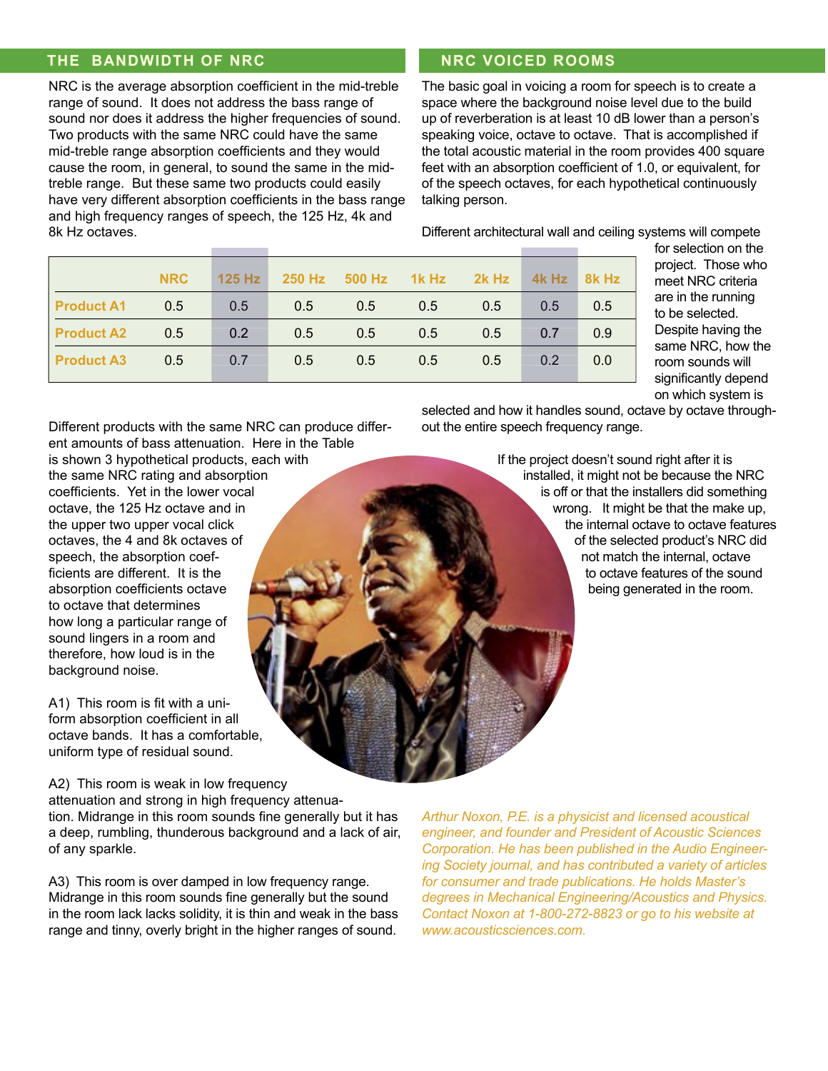## THE BANDWIDTH OF NRC

NRC is the average absorption coefficient in the mid-treble range of sound. It does not address the bass range of sound nor does it address the higher frequencies of sound. Two products with the same NRC could have the same mid-treble range absorption coefficients and they would cause the room, in general, to sound the same in the mid-treble range. But these same two products could easily have very different absorption coefficients in the bass range and high frequency ranges of speech, the 125 Hz, 4k and 8k Hz octaves.

| | NRC | 125 Hz | 250 Hz | 500 Hz | 1k Hz | 2k Hz | 4k Hz | 8k Hz |
|---|---|---|---|---|---|---|---|---|
| Product A1 | 0.5 | 0.5 | 0.5 | 0.5 | 0.5 | 0.5 | 0.5 | 0.5 |
| Product A2 | 0.5 | 0.2 | 0.5 | 0.5 | 0.5 | 0.5 | 0.7 | 0.9 |
| Product A3 | 0.5 | 0.7 | 0.5 | 0.5 | 0.5 | 0.5 | 0.2 | 0.0 |

Different products with the same NRC can produce different amounts of bass attenuation. Here in the Table is shown 3 hypothetical products, each with the same NRC rating and absorption coefficients. Yet in the lower vocal octave, the 125 Hz octave and in the upper two upper vocal click octaves, the 4 and 8k octaves of speech, the absorption coefficients are different. It is the absorption coefficients octave to octave that determines how long a particular range of sound lingers in a room and therefore, how loud is in the background noise.

A1) This room is fit with a uniform absorption coefficient in all octave bands. It has a comfortable, uniform type of residual sound.

A2) This room is weak in low frequency attenuation and strong in high frequency attenuation. Midrange in this room sounds fine generally but it has a deep, rumbling, thunderous background and a lack of air, of any sparkle.

A3) This room is over damped in low frequency range. Midrange in this room sounds fine generally but the sound in the room lack lacks solidity, it is thin and weak in the bass range and tinny, overly bright in the higher ranges of sound.

## NRC VOICED ROOMS

The basic goal in voicing a room for speech is to create a space where the background noise level due to the build up of reverberation is at least 10 dB lower than a person's speaking voice, octave to octave. That is accomplished if the total acoustic material in the room provides 400 square feet with an absorption coefficient of 1.0, or equivalent, for of the speech octaves, for each hypothetical continuously talking person.

Different architectural wall and ceiling systems will compete for selection on the project. Those who meet NRC criteria are in the running to be selected. Despite having the same NRC, how the room sounds will significantly depend on which system is selected and how it handles sound, octave by octave throughout the entire speech frequency range.

If the project doesn't sound right after it is installed, it might not be because the NRC is off or that the installers did something wrong. It might be that the make up, the internal octave to octave features of the selected product's NRC did not match the internal, octave to octave features of the sound being generated in the room.

*Arthur Noxon, P.E. is a physicist and licensed acoustical engineer, and founder and President of Acoustic Sciences Corporation. He has been published in the Audio Engineering Society journal, and has contributed a variety of articles for consumer and trade publications. He holds Master's degrees in Mechanical Engineering/Acoustics and Physics. Contact Noxon at 1-800-272-8823 or go to his website at www.acousticsciences.com.*